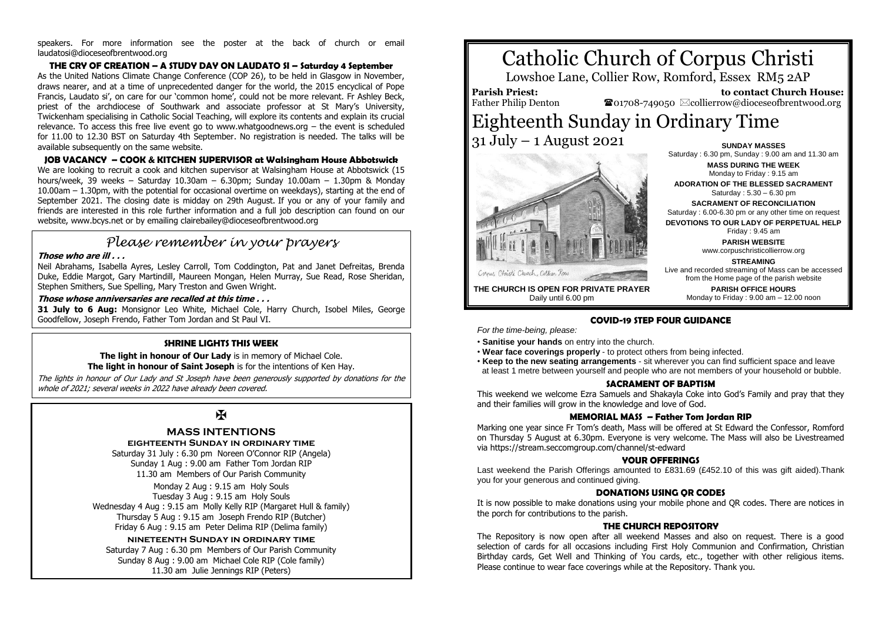speakers. For more information see the poster at the back of church or email laudatosi@dioceseofbrentwood.org

**THE CRY OF CREATION – A STUDY DAY ON LAUDATO SI – Saturday 4 September**

As the United Nations Climate Change Conference (COP 26), to be held in Glasgow in November, draws nearer, and at a time of unprecedented danger for the world, the 2015 encyclical of Pope Francis, Laudato si', on care for our 'common home', could not be more relevant. Fr Ashley Beck, priest of the archdiocese of Southwark and associate professor at St Mary's University, Twickenham specialising in Catholic Social Teaching, will explore its contents and explain its crucial relevance. To access this free live event go to www.whatgoodnews.org – the event is scheduled for 11.00 to 12.30 BST on Saturday 4th September. No registration is needed. The talks will be available subsequently on the same website.

**JOB VACANCY – COOK & KITCHEN SUPERVISOR at Walsingham House Abbotswick**

We are looking to recruit a cook and kitchen supervisor at Walsingham House at Abbotswick (15 hours/week, 39 weeks – Saturday 10.30am – 6.30pm; Sunday 10.00am – 1.30pm & Monday 10.00am – 1.30pm, with the potential for occasional overtime on weekdays), starting at the end of September 2021. The closing date is midday on 29th August. If you or any of your family and friends are interested in this role further information and a full job description can found on our website, www.bcys.net or by emailing clairebailey@dioceseofbrentwood.org

## *Please remember in your prayers*

***Those who are ill . . .***

Neil Abrahams, Isabella Ayres, Lesley Carroll, Tom Coddington, Pat and Janet Defreitas, Brenda Duke, Eddie Margot, Gary Martindill, Maureen Mongan, Helen Murray, Sue Read, Rose Sheridan, Stephen Smithers, Sue Spelling, Mary Treston and Gwen Wright.

***Those whose anniversaries are recalled at this time . . .***

**31 July to 6 Aug:** Monsignor Leo White, Michael Cole, Harry Church, Isobel Miles, George Goodfellow, Joseph Frendo, Father Tom Jordan and St Paul VI.

**SHRINE LIGHTS THIS WEEK**

**The light in honour of Our Lady** is in memory of Michael Cole.
**The light in honour of Saint Joseph** is for the intentions of Ken Hay.

*The lights in honour of Our Lady and St Joseph have been generously supported by donations for the whole of 2021; several weeks in 2022 have already been covered.*

✠

**MASS INTENTIONS**

**EIGHTEENTH SUNDAY IN ORDINARY TIME**

Saturday 31 July : 6.30 pm Noreen O'Connor RIP (Angela)
Sunday 1 Aug : 9.00 am Father Tom Jordan RIP
11.30 am Members of Our Parish Community

Monday 2 Aug : 9.15 am Holy Souls
Tuesday 3 Aug : 9.15 am Holy Souls
Wednesday 4 Aug : 9.15 am Molly Kelly RIP (Margaret Hull & family)
Thursday 5 Aug : 9.15 am Joseph Frendo RIP (Butcher)
Friday 6 Aug : 9.15 am Peter Delima RIP (Delima family)

**NINETEENTH SUNDAY IN ORDINARY TIME**

Saturday 7 Aug : 6.30 pm Members of Our Parish Community
Sunday 8 Aug : 9.00 am Michael Cole RIP (Cole family)
11.30 am Julie Jennings RIP (Peters)

# Catholic Church of Corpus Christi

Lowshoe Lane, Collier Row, Romford, Essex RM5 2AP

**Parish Priest:** Father Philip Denton

**to contact Church House:** ☎01708-749050 ✉collierrow@dioceseofbrentwood.org

# Eighteenth Sunday in Ordinary Time

31 July – 1 August 2021

Corpus Christi Church, Collier Row

**THE CHURCH IS OPEN FOR PRIVATE PRAYER**
Daily until 6.00 pm

**SUNDAY MASSES**
Saturday : 6.30 pm, Sunday : 9.00 am and 11.30 am

**MASS DURING THE WEEK**
Monday to Friday : 9.15 am

**ADORATION OF THE BLESSED SACRAMENT**
Saturday : 5.30 – 6.30 pm

**SACRAMENT OF RECONCILIATION**
Saturday : 6.00-6.30 pm or any other time on request

**DEVOTIONS TO OUR LADY OF PERPETUAL HELP**
Friday : 9.45 am

**PARISH WEBSITE**
www.corpuschristicollierrow.org

**STREAMING**
Live and recorded streaming of Mass can be accessed from the Home page of the parish website

**PARISH OFFICE HOURS**
Monday to Friday : 9.00 am – 12.00 noon

**COVID-19 STEP FOUR GUIDANCE**

*For the time-being, please:*

- **Sanitise your hands** on entry into the church.
- **Wear face coverings properly** - to protect others from being infected.
- **Keep to the new seating arrangements** - sit wherever you can find sufficient space and leave at least 1 metre between yourself and people who are not members of your household or bubble.

**SACRAMENT OF BAPTISM**

This weekend we welcome Ezra Samuels and Shakayla Coke into God's Family and pray that they and their families will grow in the knowledge and love of God.

**MEMORIAL MASS – Father Tom Jordan RIP**

Marking one year since Fr Tom's death, Mass will be offered at St Edward the Confessor, Romford on Thursday 5 August at 6.30pm. Everyone is very welcome. The Mass will also be Livestreamed via https://stream.seccomgroup.com/channel/st-edward

**YOUR OFFERINGS**

Last weekend the Parish Offerings amounted to £831.69 (£452.10 of this was gift aided).Thank you for your generous and continued giving.

**DONATIONS USING QR CODES**

It is now possible to make donations using your mobile phone and QR codes. There are notices in the porch for contributions to the parish.

**THE CHURCH REPOSITORY**

The Repository is now open after all weekend Masses and also on request. There is a good selection of cards for all occasions including First Holy Communion and Confirmation, Christian Birthday cards, Get Well and Thinking of You cards, etc., together with other religious items. Please continue to wear face coverings while at the Repository. Thank you.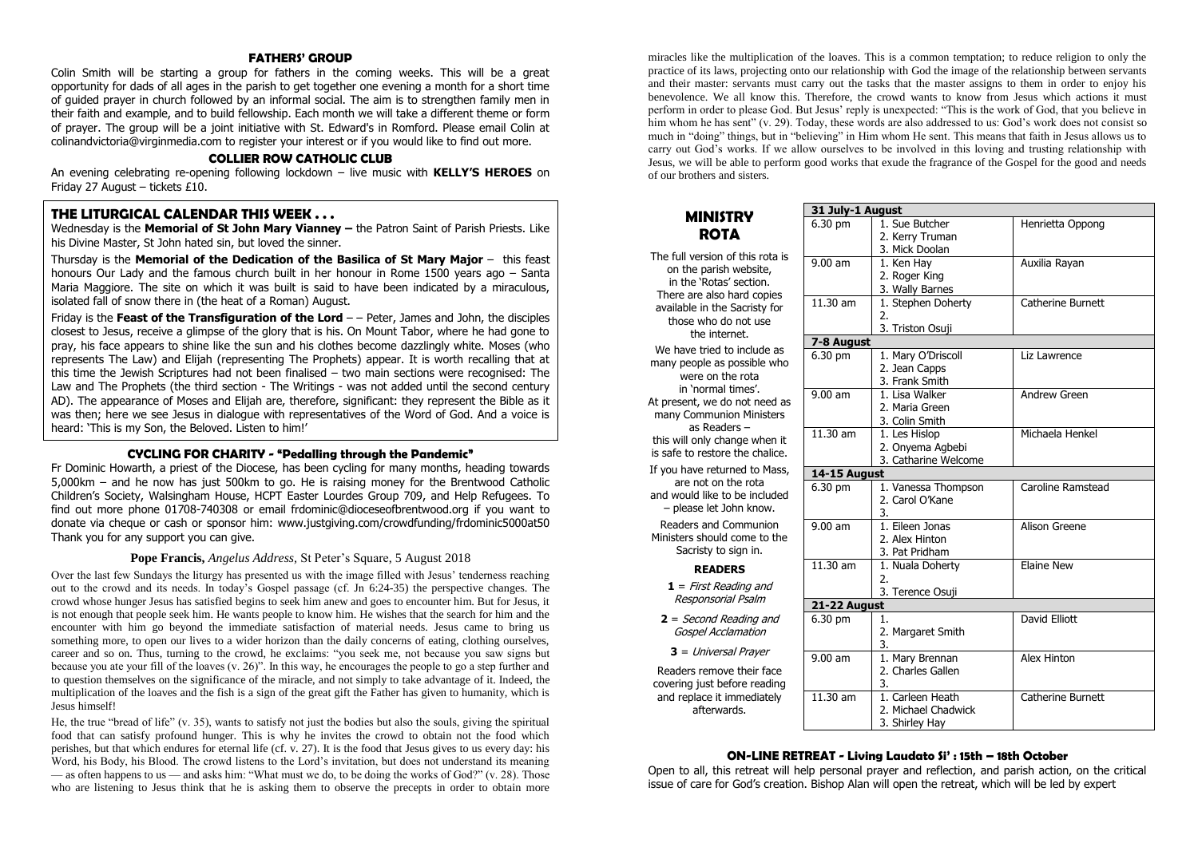## FATHERS' GROUP

Colin Smith will be starting a group for fathers in the coming weeks. This will be a great opportunity for dads of all ages in the parish to get together one evening a month for a short time of guided prayer in church followed by an informal social. The aim is to strengthen family men in their faith and example, and to build fellowship. Each month we will take a different theme or form of prayer. The group will be a joint initiative with St. Edward's in Romford. Please email Colin at colinandvictoria@virginmedia.com to register your interest or if you would like to find out more.

## COLLIER ROW CATHOLIC CLUB

An evening celebrating re-opening following lockdown – live music with **KELLY'S HEROES** on Friday 27 August – tickets £10.

## THE LITURGICAL CALENDAR THIS WEEK . . .

Wednesday is the **Memorial of St John Mary Vianney –** the Patron Saint of Parish Priests. Like his Divine Master, St John hated sin, but loved the sinner.

Thursday is the **Memorial of the Dedication of the Basilica of St Mary Major** – this feast honours Our Lady and the famous church built in her honour in Rome 1500 years ago – Santa Maria Maggiore. The site on which it was built is said to have been indicated by a miraculous, isolated fall of snow there in (the heat of a Roman) August.

Friday is the **Feast of the Transfiguration of the Lord** – – Peter, James and John, the disciples closest to Jesus, receive a glimpse of the glory that is his. On Mount Tabor, where he had gone to pray, his face appears to shine like the sun and his clothes become dazzlingly white. Moses (who represents The Law) and Elijah (representing The Prophets) appear. It is worth recalling that at this time the Jewish Scriptures had not been finalised – two main sections were recognised: The Law and The Prophets (the third section - The Writings - was not added until the second century AD). The appearance of Moses and Elijah are, therefore, significant: they represent the Bible as it was then; here we see Jesus in dialogue with representatives of the Word of God. And a voice is heard: 'This is my Son, the Beloved. Listen to him!'

## CYCLING FOR CHARITY - "Pedalling through the Pandemic"

Fr Dominic Howarth, a priest of the Diocese, has been cycling for many months, heading towards 5,000km – and he now has just 500km to go. He is raising money for the Brentwood Catholic Children's Society, Walsingham House, HCPT Easter Lourdes Group 709, and Help Refugees. To find out more phone 01708-740308 or email frdominic@dioceseofbrentwood.org if you want to donate via cheque or cash or sponsor him: www.justgiving.com/crowdfunding/frdominic5000at50 Thank you for any support you can give.

**Pope Francis,** *Angelus Address*, St Peter's Square, 5 August 2018

Over the last few Sundays the liturgy has presented us with the image filled with Jesus' tenderness reaching out to the crowd and its needs. In today's Gospel passage (cf. Jn 6:24-35) the perspective changes. The crowd whose hunger Jesus has satisfied begins to seek him anew and goes to encounter him. But for Jesus, it is not enough that people seek him. He wants people to know him. He wishes that the search for him and the encounter with him go beyond the immediate satisfaction of material needs. Jesus came to bring us something more, to open our lives to a wider horizon than the daily concerns of eating, clothing ourselves, career and so on. Thus, turning to the crowd, he exclaims: "you seek me, not because you saw signs but because you ate your fill of the loaves (v. 26)". In this way, he encourages the people to go a step further and to question themselves on the significance of the miracle, and not simply to take advantage of it. Indeed, the multiplication of the loaves and the fish is a sign of the great gift the Father has given to humanity, which is Jesus himself!

He, the true "bread of life" (v. 35), wants to satisfy not just the bodies but also the souls, giving the spiritual food that can satisfy profound hunger. This is why he invites the crowd to obtain not the food which perishes, but that which endures for eternal life (cf. v. 27). It is the food that Jesus gives to us every day: his Word, his Body, his Blood. The crowd listens to the Lord's invitation, but does not understand its meaning — as often happens to us — and asks him: "What must we do, to be doing the works of God?" (v. 28). Those who are listening to Jesus think that he is asking them to observe the precepts in order to obtain more miracles like the multiplication of the loaves. This is a common temptation; to reduce religion to only the practice of its laws, projecting onto our relationship with God the image of the relationship between servants and their master: servants must carry out the tasks that the master assigns to them in order to enjoy his benevolence. We all know this. Therefore, the crowd wants to know from Jesus which actions it must perform in order to please God. But Jesus' reply is unexpected: "This is the work of God, that you believe in him whom he has sent" (v. 29). Today, these words are also addressed to us: God's work does not consist so much in "doing" things, but in "believing" in Him whom He sent. This means that faith in Jesus allows us to carry out God's works. If we allow ourselves to be involved in this loving and trusting relationship with Jesus, we will be able to perform good works that exude the fragrance of the Gospel for the good and needs of our brothers and sisters.

## MINISTRY ROTA

The full version of this rota is on the parish website, in the 'Rotas' section. There are also hard copies available in the Sacristy for those who do not use the internet.

We have tried to include as many people as possible who were on the rota in 'normal times'. At present, we do not need as many Communion Ministers as Readers – this will only change when it is safe to restore the chalice.

If you have returned to Mass, are not on the rota and would like to be included – please let John know.

Readers and Communion Ministers should come to the Sacristy to sign in.

**READERS**

**1** = *First Reading and Responsorial Psalm*

**2** = *Second Reading and Gospel Acclamation*

**3** = *Universal Prayer*

Readers remove their face covering just before reading and replace it immediately afterwards.

| | | |
|---|---|---|
| **31 July-1 August** | | |
| 6.30 pm | 1. Sue Butcher<br>2. Kerry Truman<br>3. Mick Doolan | Henrietta Oppong |
| 9.00 am | 1. Ken Hay<br>2. Roger King<br>3. Wally Barnes | Auxilia Rayan |
| 11.30 am | 1. Stephen Doherty<br>2.<br>3. Triston Osuji | Catherine Burnett |
| **7-8 August** | | |
| 6.30 pm | 1. Mary O'Driscoll<br>2. Jean Capps<br>3. Frank Smith | Liz Lawrence |
| 9.00 am | 1. Lisa Walker<br>2. Maria Green<br>3. Colin Smith | Andrew Green |
| 11.30 am | 1. Les Hislop<br>2. Onyema Agbebi<br>3. Catharine Welcome | Michaela Henkel |
| **14-15 August** | | |
| 6.30 pm | 1. Vanessa Thompson<br>2. Carol O'Kane<br>3. | Caroline Ramstead |
| 9.00 am | 1. Eileen Jonas<br>2. Alex Hinton<br>3. Pat Pridham | Alison Greene |
| 11.30 am | 1. Nuala Doherty<br>2.<br>3. Terence Osuji | Elaine New |
| **21-22 August** | | |
| 6.30 pm | 1.<br>2. Margaret Smith<br>3. | David Elliott |
| 9.00 am | 1. Mary Brennan<br>2. Charles Gallen<br>3. | Alex Hinton |
| 11.30 am | 1. Carleen Heath<br>2. Michael Chadwick<br>3. Shirley Hay | Catherine Burnett |

## ON-LINE RETREAT - Living Laudato Si' : 15th – 18th October

Open to all, this retreat will help personal prayer and reflection, and parish action, on the critical issue of care for God's creation. Bishop Alan will open the retreat, which will be led by expert